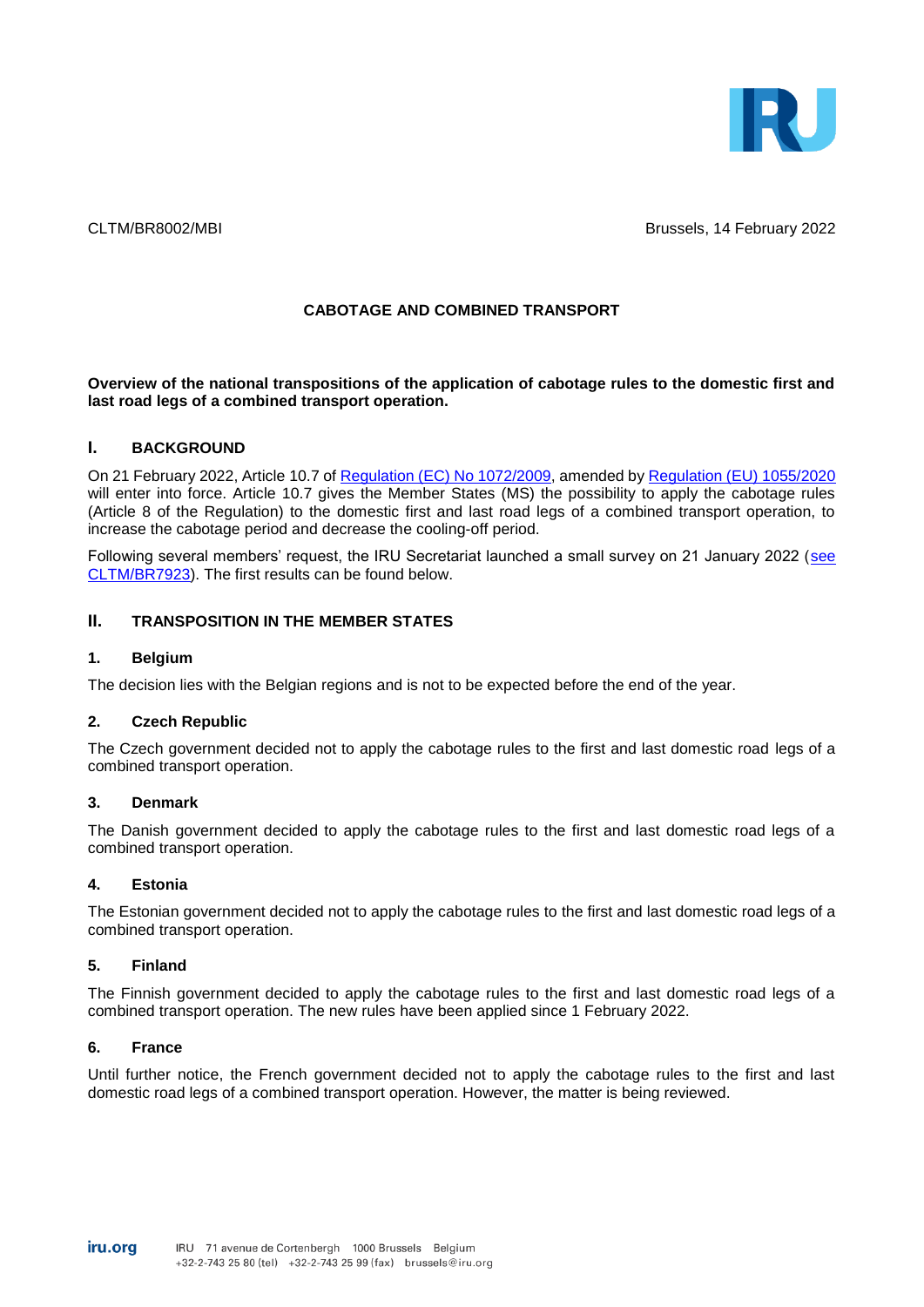CLTM/BR8002/MBI

Brussels, 14 February 2022

# CABOTAGE AND COMBINED TRANSPORT

**Overview of the national transpositions of the application of cabotage rules to the domestic first and last road legs of a combined transport operation.**

## I. BACKGROUND

On 21 February 2022, Article 10.7 of Regulation (EC) No 1072/2009, amended by Regulation (EU) 1055/2020 will enter into force. Article 10.7 gives the Member States (MS) the possibility to apply the cabotage rules (Article 8 of the Regulation) to the domestic first and last road legs of a combined transport operation, to increase the cabotage period and decrease the cooling-off period.

Following several members' request, the IRU Secretariat launched a small survey on 21 January 2022 (see CLTM/BR7923). The first results can be found below.

## II. TRANSPOSITION IN THE MEMBER STATES

### 1. Belgium

The decision lies with the Belgian regions and is not to be expected before the end of the year.

### 2. Czech Republic

The Czech government decided not to apply the cabotage rules to the first and last domestic road legs of a combined transport operation.

### 3. Denmark

The Danish government decided to apply the cabotage rules to the first and last domestic road legs of a combined transport operation.

### 4. Estonia

The Estonian government decided not to apply the cabotage rules to the first and last domestic road legs of a combined transport operation.

### 5. Finland

The Finnish government decided to apply the cabotage rules to the first and last domestic road legs of a combined transport operation. The new rules have been applied since 1 February 2022.

### 6. France

Until further notice, the French government decided not to apply the cabotage rules to the first and last domestic road legs of a combined transport operation. However, the matter is being reviewed.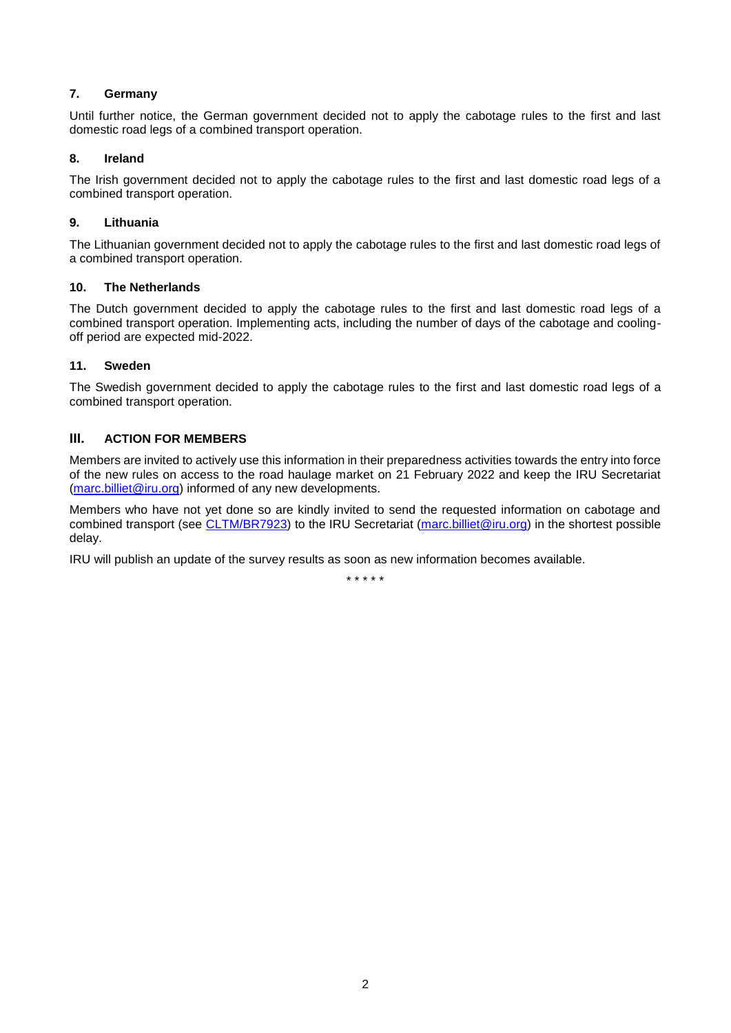### 7. Germany

Until further notice, the German government decided not to apply the cabotage rules to the first and last domestic road legs of a combined transport operation.

### 8. Ireland

The Irish government decided not to apply the cabotage rules to the first and last domestic road legs of a combined transport operation.

### 9. Lithuania

The Lithuanian government decided not to apply the cabotage rules to the first and last domestic road legs of a combined transport operation.

### 10. The Netherlands

The Dutch government decided to apply the cabotage rules to the first and last domestic road legs of a combined transport operation. Implementing acts, including the number of days of the cabotage and cooling-off period are expected mid-2022.

### 11. Sweden

The Swedish government decided to apply the cabotage rules to the first and last domestic road legs of a combined transport operation.

## III. ACTION FOR MEMBERS

Members are invited to actively use this information in their preparedness activities towards the entry into force of the new rules on access to the road haulage market on 21 February 2022 and keep the IRU Secretariat (marc.billiet@iru.org) informed of any new developments.

Members who have not yet done so are kindly invited to send the requested information on cabotage and combined transport (see CLTM/BR7923) to the IRU Secretariat (marc.billiet@iru.org) in the shortest possible delay.

IRU will publish an update of the survey results as soon as new information becomes available.

\* \* \* \* \*